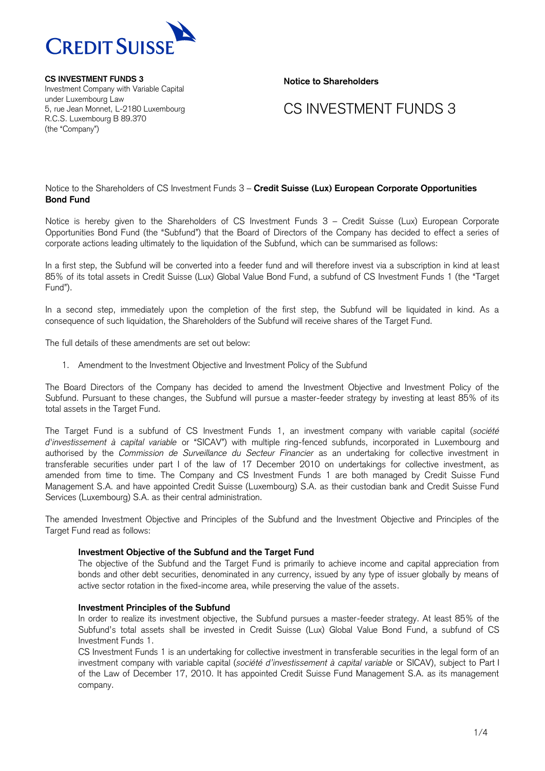**CS INVESTMENT FUNDS 3**
Investment Company with Variable Capital
under Luxembourg Law
5, rue Jean Monnet, L-2180 Luxembourg
R.C.S. Luxembourg B 89.370
(the "Company")

**Notice to Shareholders**

# CS INVESTMENT FUNDS 3

Notice to the Shareholders of CS Investment Funds 3 – **Credit Suisse (Lux) European Corporate Opportunities Bond Fund**

Notice is hereby given to the Shareholders of CS Investment Funds 3 – Credit Suisse (Lux) European Corporate Opportunities Bond Fund (the "Subfund") that the Board of Directors of the Company has decided to effect a series of corporate actions leading ultimately to the liquidation of the Subfund, which can be summarised as follows:

In a first step, the Subfund will be converted into a feeder fund and will therefore invest via a subscription in kind at least 85% of its total assets in Credit Suisse (Lux) Global Value Bond Fund, a subfund of CS Investment Funds 1 (the "Target Fund").

In a second step, immediately upon the completion of the first step, the Subfund will be liquidated in kind. As a consequence of such liquidation, the Shareholders of the Subfund will receive shares of the Target Fund.

The full details of these amendments are set out below:

1. Amendment to the Investment Objective and Investment Policy of the Subfund

The Board Directors of the Company has decided to amend the Investment Objective and Investment Policy of the Subfund. Pursuant to these changes, the Subfund will pursue a master-feeder strategy by investing at least 85% of its total assets in the Target Fund.

The Target Fund is a subfund of CS Investment Funds 1, an investment company with variable capital (*société d'investissement à capital variable* or "SICAV") with multiple ring-fenced subfunds, incorporated in Luxembourg and authorised by the *Commission de Surveillance du Secteur Financier* as an undertaking for collective investment in transferable securities under part I of the law of 17 December 2010 on undertakings for collective investment, as amended from time to time. The Company and CS Investment Funds 1 are both managed by Credit Suisse Fund Management S.A. and have appointed Credit Suisse (Luxembourg) S.A. as their custodian bank and Credit Suisse Fund Services (Luxembourg) S.A. as their central administration.

The amended Investment Objective and Principles of the Subfund and the Investment Objective and Principles of the Target Fund read as follows:

**Investment Objective of the Subfund and the Target Fund**
The objective of the Subfund and the Target Fund is primarily to achieve income and capital appreciation from bonds and other debt securities, denominated in any currency, issued by any type of issuer globally by means of active sector rotation in the fixed-income area, while preserving the value of the assets.

**Investment Principles of the Subfund**
In order to realize its investment objective, the Subfund pursues a master-feeder strategy. At least 85% of the Subfund's total assets shall be invested in Credit Suisse (Lux) Global Value Bond Fund, a subfund of CS Investment Funds 1.
CS Investment Funds 1 is an undertaking for collective investment in transferable securities in the legal form of an investment company with variable capital (*société d'investissement à capital variable* or SICAV), subject to Part I of the Law of December 17, 2010. It has appointed Credit Suisse Fund Management S.A. as its management company.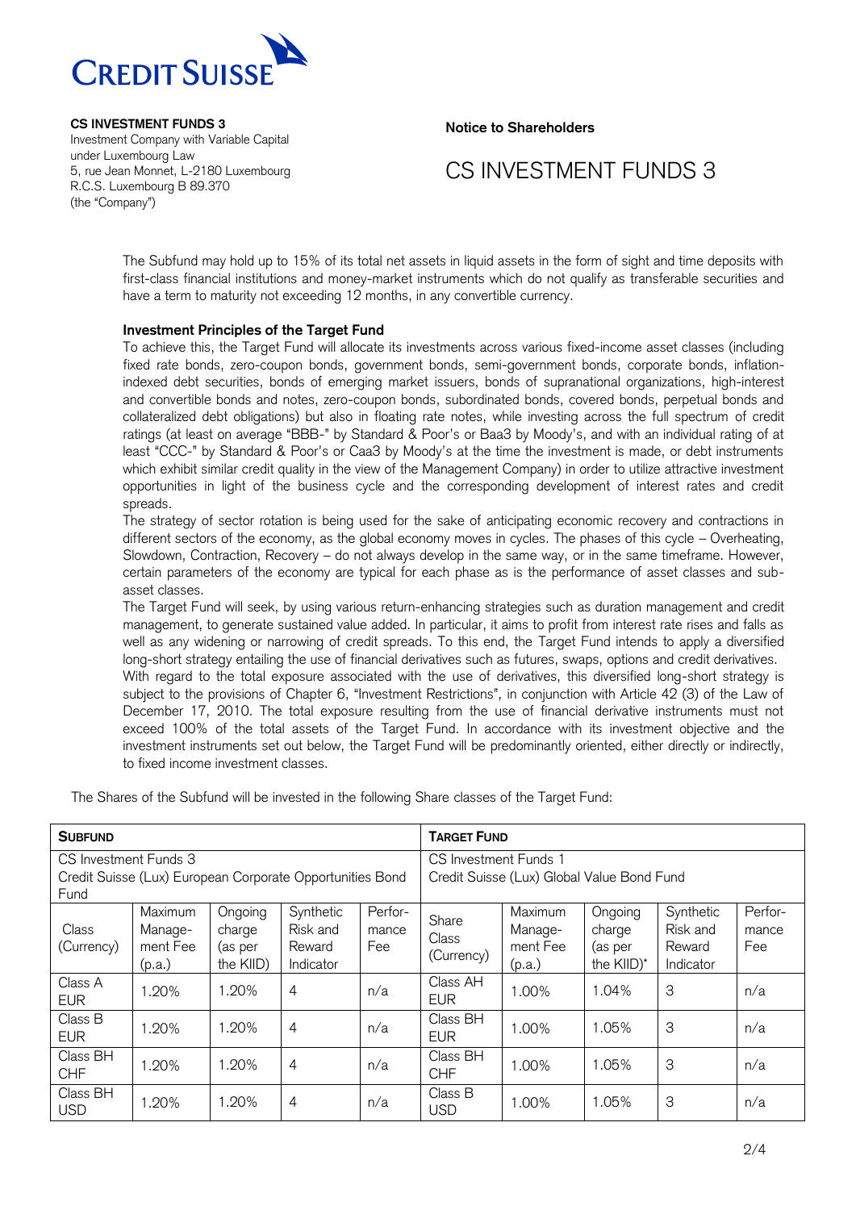**CS INVESTMENT FUNDS 3**
Investment Company with Variable Capital
under Luxembourg Law
5, rue Jean Monnet, L-2180 Luxembourg
R.C.S. Luxembourg B 89.370
(the "Company")

**Notice to Shareholders**

# CS INVESTMENT FUNDS 3

The Subfund may hold up to 15% of its total net assets in liquid assets in the form of sight and time deposits with first-class financial institutions and money-market instruments which do not qualify as transferable securities and have a term to maturity not exceeding 12 months, in any convertible currency.

**Investment Principles of the Target Fund**

To achieve this, the Target Fund will allocate its investments across various fixed-income asset classes (including fixed rate bonds, zero-coupon bonds, government bonds, semi-government bonds, corporate bonds, inflation-indexed debt securities, bonds of emerging market issuers, bonds of supranational organizations, high-interest and convertible bonds and notes, zero-coupon bonds, subordinated bonds, covered bonds, perpetual bonds and collateralized debt obligations) but also in floating rate notes, while investing across the full spectrum of credit ratings (at least on average "BBB-" by Standard & Poor's or Baa3 by Moody's, and with an individual rating of at least "CCC-" by Standard & Poor's or Caa3 by Moody's at the time the investment is made, or debt instruments which exhibit similar credit quality in the view of the Management Company) in order to utilize attractive investment opportunities in light of the business cycle and the corresponding development of interest rates and credit spreads.

The strategy of sector rotation is being used for the sake of anticipating economic recovery and contractions in different sectors of the economy, as the global economy moves in cycles. The phases of this cycle – Overheating, Slowdown, Contraction, Recovery – do not always develop in the same way, or in the same timeframe. However, certain parameters of the economy are typical for each phase as is the performance of asset classes and sub-asset classes.

The Target Fund will seek, by using various return-enhancing strategies such as duration management and credit management, to generate sustained value added. In particular, it aims to profit from interest rate rises and falls as well as any widening or narrowing of credit spreads. To this end, the Target Fund intends to apply a diversified long-short strategy entailing the use of financial derivatives such as futures, swaps, options and credit derivatives.

With regard to the total exposure associated with the use of derivatives, this diversified long-short strategy is subject to the provisions of Chapter 6, "Investment Restrictions", in conjunction with Article 42 (3) of the Law of December 17, 2010. The total exposure resulting from the use of financial derivative instruments must not exceed 100% of the total assets of the Target Fund. In accordance with its investment objective and the investment instruments set out below, the Target Fund will be predominantly oriented, either directly or indirectly, to fixed income investment classes.

The Shares of the Subfund will be invested in the following Share classes of the Target Fund:

| **SUBFUND** | | | | | **TARGET FUND** | | | | |
|---|---|---|---|---|---|---|---|---|---|
| CS Investment Funds 3<br>Credit Suisse (Lux) European Corporate Opportunities Bond Fund | | | | | CS Investment Funds 1<br>Credit Suisse (Lux) Global Value Bond Fund | | | | |
| Class (Currency) | Maximum Management Fee (p.a.) | Ongoing charge (as per the KIID) | Synthetic Risk and Reward Indicator | Performance Fee | Share Class (Currency) | Maximum Management Fee (p.a.) | Ongoing charge (as per the KIID)* | Synthetic Risk and Reward Indicator | Performance Fee |
| Class A EUR | 1.20% | 1.20% | 4 | n/a | Class AH EUR | 1.00% | 1.04% | 3 | n/a |
| Class B EUR | 1.20% | 1.20% | 4 | n/a | Class BH EUR | 1.00% | 1.05% | 3 | n/a |
| Class BH CHF | 1.20% | 1.20% | 4 | n/a | Class BH CHF | 1.00% | 1.05% | 3 | n/a |
| Class BH USD | 1.20% | 1.20% | 4 | n/a | Class B USD | 1.00% | 1.05% | 3 | n/a |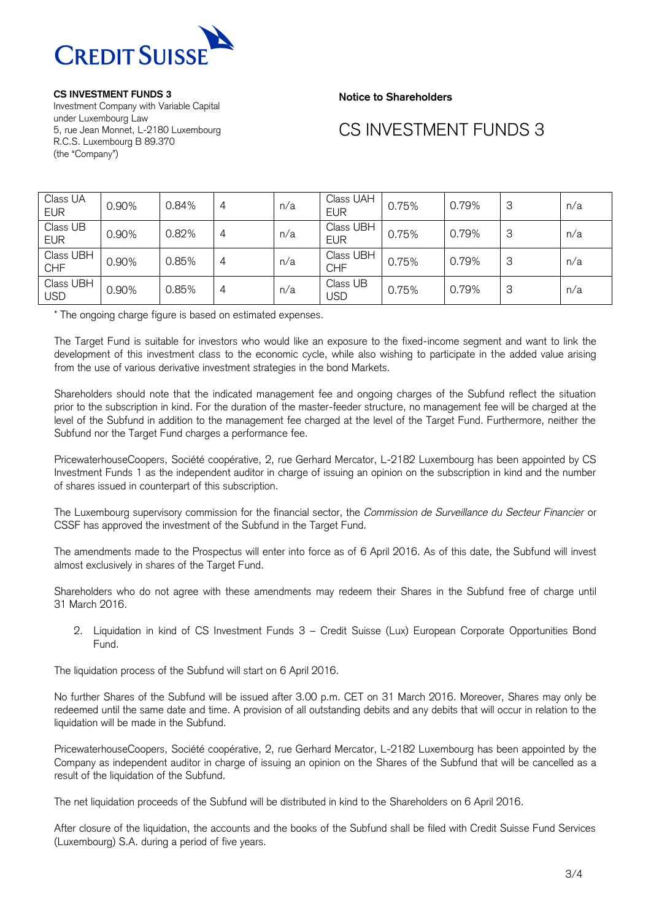**CS INVESTMENT FUNDS 3**
Investment Company with Variable Capital
under Luxembourg Law
5, rue Jean Monnet, L-2180 Luxembourg
R.C.S. Luxembourg B 89.370
(the "Company")

**Notice to Shareholders**

# CS INVESTMENT FUNDS 3

| | | | | | | | | | |
|---|---|---|---|---|---|---|---|---|---|
| Class UA EUR | 0.90% | 0.84% | 4 | n/a | Class UAH EUR | 0.75% | 0.79% | 3 | n/a |
| Class UB EUR | 0.90% | 0.82% | 4 | n/a | Class UBH EUR | 0.75% | 0.79% | 3 | n/a |
| Class UBH CHF | 0.90% | 0.85% | 4 | n/a | Class UBH CHF | 0.75% | 0.79% | 3 | n/a |
| Class UBH USD | 0.90% | 0.85% | 4 | n/a | Class UB USD | 0.75% | 0.79% | 3 | n/a |

* The ongoing charge figure is based on estimated expenses.

The Target Fund is suitable for investors who would like an exposure to the fixed-income segment and want to link the development of this investment class to the economic cycle, while also wishing to participate in the added value arising from the use of various derivative investment strategies in the bond Markets.

Shareholders should note that the indicated management fee and ongoing charges of the Subfund reflect the situation prior to the subscription in kind. For the duration of the master-feeder structure, no management fee will be charged at the level of the Subfund in addition to the management fee charged at the level of the Target Fund. Furthermore, neither the Subfund nor the Target Fund charges a performance fee.

PricewaterhouseCoopers, Société coopérative, 2, rue Gerhard Mercator, L-2182 Luxembourg has been appointed by CS Investment Funds 1 as the independent auditor in charge of issuing an opinion on the subscription in kind and the number of shares issued in counterpart of this subscription.

The Luxembourg supervisory commission for the financial sector, the *Commission de Surveillance du Secteur Financier* or CSSF has approved the investment of the Subfund in the Target Fund.

The amendments made to the Prospectus will enter into force as of 6 April 2016. As of this date, the Subfund will invest almost exclusively in shares of the Target Fund.

Shareholders who do not agree with these amendments may redeem their Shares in the Subfund free of charge until 31 March 2016.

2. Liquidation in kind of CS Investment Funds 3 – Credit Suisse (Lux) European Corporate Opportunities Bond Fund.

The liquidation process of the Subfund will start on 6 April 2016.

No further Shares of the Subfund will be issued after 3.00 p.m. CET on 31 March 2016. Moreover, Shares may only be redeemed until the same date and time. A provision of all outstanding debits and any debits that will occur in relation to the liquidation will be made in the Subfund.

PricewaterhouseCoopers, Société coopérative, 2, rue Gerhard Mercator, L-2182 Luxembourg has been appointed by the Company as independent auditor in charge of issuing an opinion on the Shares of the Subfund that will be cancelled as a result of the liquidation of the Subfund.

The net liquidation proceeds of the Subfund will be distributed in kind to the Shareholders on 6 April 2016.

After closure of the liquidation, the accounts and the books of the Subfund shall be filed with Credit Suisse Fund Services (Luxembourg) S.A. during a period of five years.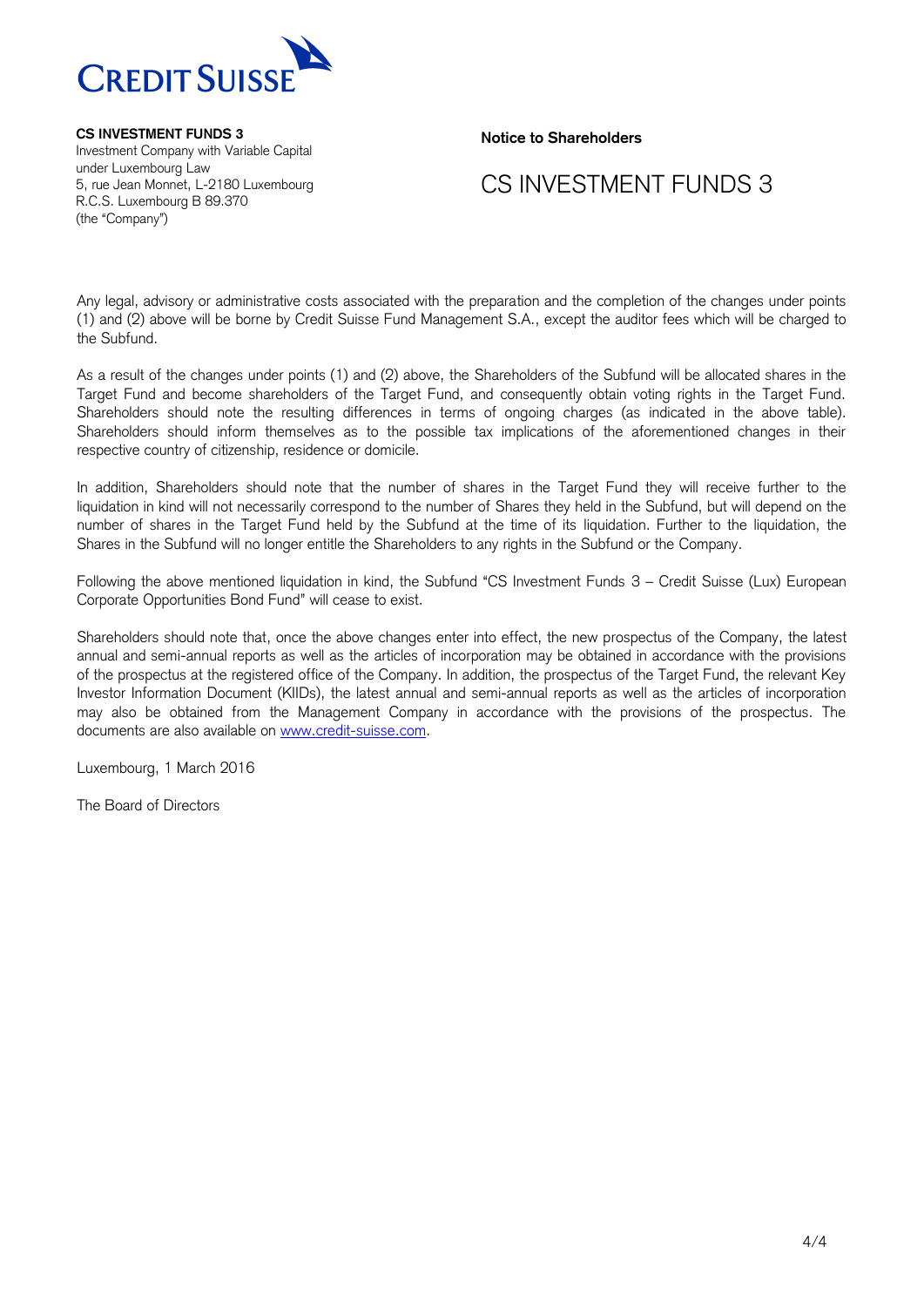**CS INVESTMENT FUNDS 3**
Investment Company with Variable Capital
under Luxembourg Law
5, rue Jean Monnet, L-2180 Luxembourg
R.C.S. Luxembourg B 89.370
(the "Company")

**Notice to Shareholders**

# CS INVESTMENT FUNDS 3

Any legal, advisory or administrative costs associated with the preparation and the completion of the changes under points (1) and (2) above will be borne by Credit Suisse Fund Management S.A., except the auditor fees which will be charged to the Subfund.

As a result of the changes under points (1) and (2) above, the Shareholders of the Subfund will be allocated shares in the Target Fund and become shareholders of the Target Fund, and consequently obtain voting rights in the Target Fund. Shareholders should note the resulting differences in terms of ongoing charges (as indicated in the above table). Shareholders should inform themselves as to the possible tax implications of the aforementioned changes in their respective country of citizenship, residence or domicile.

In addition, Shareholders should note that the number of shares in the Target Fund they will receive further to the liquidation in kind will not necessarily correspond to the number of Shares they held in the Subfund, but will depend on the number of shares in the Target Fund held by the Subfund at the time of its liquidation. Further to the liquidation, the Shares in the Subfund will no longer entitle the Shareholders to any rights in the Subfund or the Company.

Following the above mentioned liquidation in kind, the Subfund "CS Investment Funds 3 – Credit Suisse (Lux) European Corporate Opportunities Bond Fund" will cease to exist.

Shareholders should note that, once the above changes enter into effect, the new prospectus of the Company, the latest annual and semi-annual reports as well as the articles of incorporation may be obtained in accordance with the provisions of the prospectus at the registered office of the Company. In addition, the prospectus of the Target Fund, the relevant Key Investor Information Document (KIIDs), the latest annual and semi-annual reports as well as the articles of incorporation may also be obtained from the Management Company in accordance with the provisions of the prospectus. The documents are also available on www.credit-suisse.com.

Luxembourg, 1 March 2016

The Board of Directors